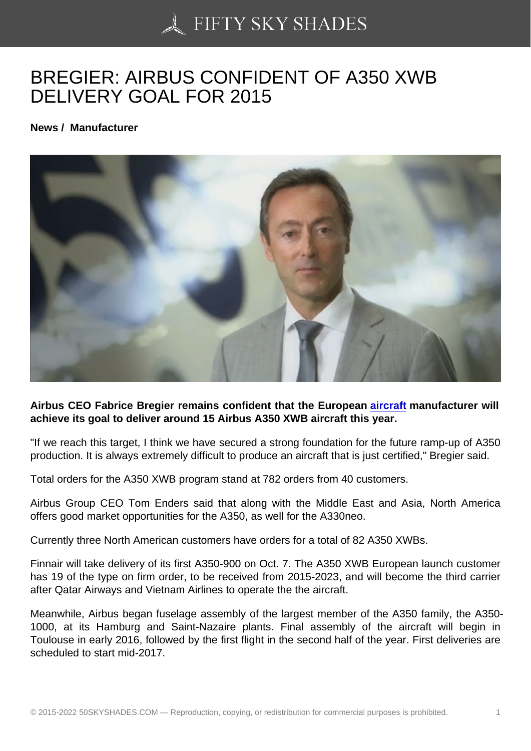# BREGIER: AIRBUS CONFIDENT OF A350 XWB DELIVERY GOAL FOR 2015

**News / Manufacturer**

**Airbus CEO Fabrice Bregier remains confident that the European aircraft manufacturer will achieve its goal to deliver around 15 Airbus A350 XWB aircraft this year.**

"If we reach this target, I think we have secured a strong foundation for the future ramp-up of A350 production. It is always extremely difficult to produce an aircraft that is just certified," Bregier said.

Total orders for the A350 XWB program stand at 782 orders from 40 customers.

Airbus Group CEO Tom Enders said that along with the Middle East and Asia, North America offers good market opportunities for the A350, as well for the A330neo.

Currently three North American customers have orders for a total of 82 A350 XWBs.

Finnair will take delivery of its first A350-900 on Oct. 7. The A350 XWB European launch customer has 19 of the type on firm order, to be received from 2015-2023, and will become the third carrier after Qatar Airways and Vietnam Airlines to operate the the aircraft.

Meanwhile, Airbus began fuselage assembly of the largest member of the A350 family, the A350-1000, at its Hamburg and Saint-Nazaire plants. Final assembly of the aircraft will begin in Toulouse in early 2016, followed by the first flight in the second half of the year. First deliveries are scheduled to start mid-2017.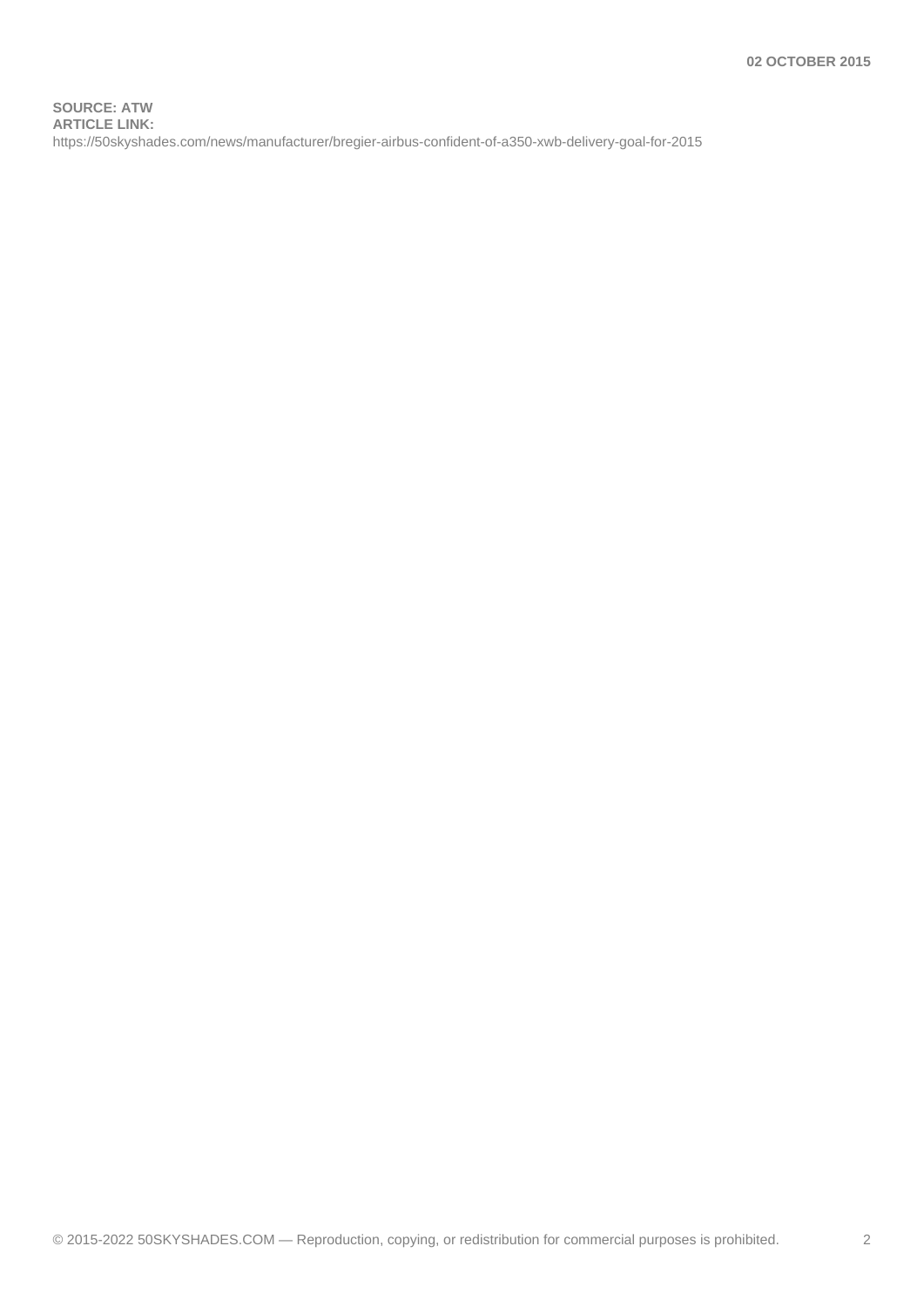**SOURCE: ATW**
**ARTICLE LINK:**
https://50skyshades.com/news/manufacturer/bregier-airbus-confident-of-a350-xwb-delivery-goal-for-2015